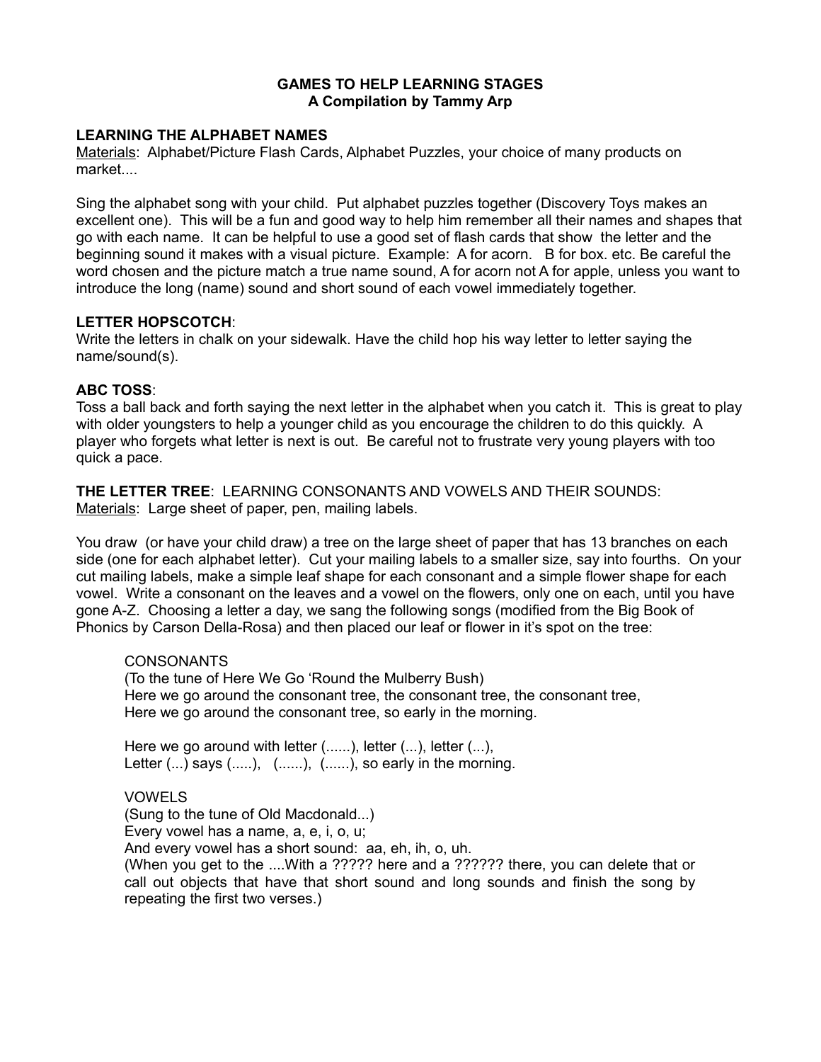# GAMES TO HELP LEARNING STAGES
## A Compilation by Tammy Arp

### LEARNING THE ALPHABET NAMES

Materials: Alphabet/Picture Flash Cards, Alphabet Puzzles, your choice of many products on market....

Sing the alphabet song with your child. Put alphabet puzzles together (Discovery Toys makes an excellent one). This will be a fun and good way to help him remember all their names and shapes that go with each name. It can be helpful to use a good set of flash cards that show the letter and the beginning sound it makes with a visual picture. Example: A for acorn. B for box. etc. Be careful the word chosen and the picture match a true name sound, A for acorn not A for apple, unless you want to introduce the long (name) sound and short sound of each vowel immediately together.

**LETTER HOPSCOTCH**:
Write the letters in chalk on your sidewalk. Have the child hop his way letter to letter saying the name/sound(s).

**ABC TOSS**:
Toss a ball back and forth saying the next letter in the alphabet when you catch it. This is great to play with older youngsters to help a younger child as you encourage the children to do this quickly. A player who forgets what letter is next is out. Be careful not to frustrate very young players with too quick a pace.

**THE LETTER TREE**: LEARNING CONSONANTS AND VOWELS AND THEIR SOUNDS:
Materials: Large sheet of paper, pen, mailing labels.

You draw (or have your child draw) a tree on the large sheet of paper that has 13 branches on each side (one for each alphabet letter). Cut your mailing labels to a smaller size, say into fourths. On your cut mailing labels, make a simple leaf shape for each consonant and a simple flower shape for each vowel. Write a consonant on the leaves and a vowel on the flowers, only one on each, until you have gone A-Z. Choosing a letter a day, we sang the following songs (modified from the Big Book of Phonics by Carson Della-Rosa) and then placed our leaf or flower in it's spot on the tree:

> CONSONANTS
> (To the tune of Here We Go 'Round the Mulberry Bush)
> Here we go around the consonant tree, the consonant tree, the consonant tree,
> Here we go around the consonant tree, so early in the morning.
>
> Here we go around with letter (......), letter (...), letter (...),
> Letter (...) says (.....), (......), (......), so early in the morning.
>
> VOWELS
> (Sung to the tune of Old Macdonald...)
> Every vowel has a name, a, e, i, o, u;
> And every vowel has a short sound: aa, eh, ih, o, uh.
> (When you get to the ....With a ????? here and a ?????? there, you can delete that or call out objects that have that short sound and long sounds and finish the song by repeating the first two verses.)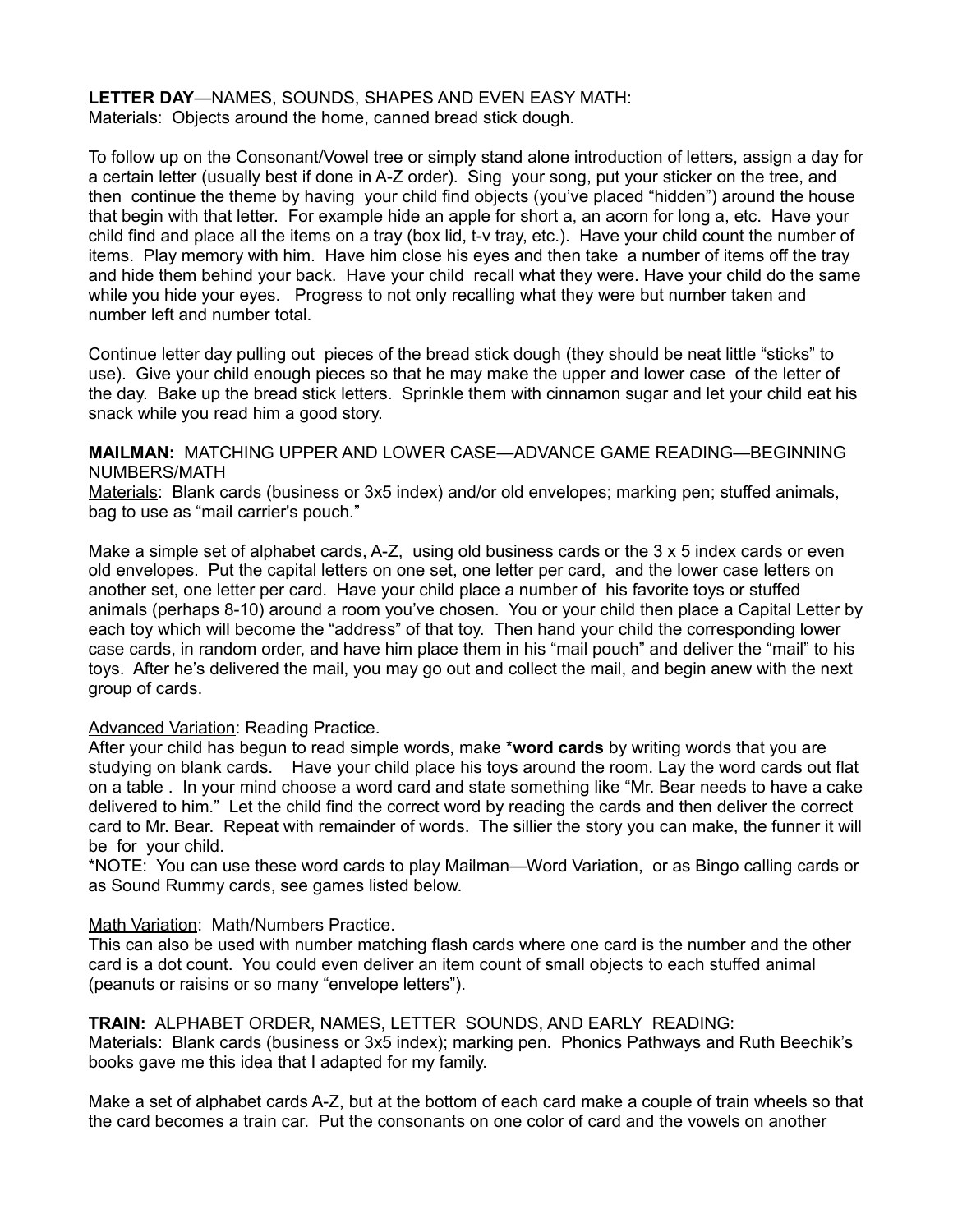**LETTER DAY**—NAMES, SOUNDS, SHAPES AND EVEN EASY MATH:
Materials: Objects around the home, canned bread stick dough.

To follow up on the Consonant/Vowel tree or simply stand alone introduction of letters, assign a day for a certain letter (usually best if done in A-Z order). Sing your song, put your sticker on the tree, and then continue the theme by having your child find objects (you've placed "hidden") around the house that begin with that letter. For example hide an apple for short a, an acorn for long a, etc. Have your child find and place all the items on a tray (box lid, t-v tray, etc.). Have your child count the number of items. Play memory with him. Have him close his eyes and then take a number of items off the tray and hide them behind your back. Have your child recall what they were. Have your child do the same while you hide your eyes. Progress to not only recalling what they were but number taken and number left and number total.

Continue letter day pulling out pieces of the bread stick dough (they should be neat little "sticks" to use). Give your child enough pieces so that he may make the upper and lower case of the letter of the day. Bake up the bread stick letters. Sprinkle them with cinnamon sugar and let your child eat his snack while you read him a good story.

**MAILMAN:** MATCHING UPPER AND LOWER CASE—ADVANCE GAME READING—BEGINNING NUMBERS/MATH
Materials: Blank cards (business or 3x5 index) and/or old envelopes; marking pen; stuffed animals, bag to use as "mail carrier's pouch."

Make a simple set of alphabet cards, A-Z, using old business cards or the 3 x 5 index cards or even old envelopes. Put the capital letters on one set, one letter per card, and the lower case letters on another set, one letter per card. Have your child place a number of his favorite toys or stuffed animals (perhaps 8-10) around a room you've chosen. You or your child then place a Capital Letter by each toy which will become the "address" of that toy. Then hand your child the corresponding lower case cards, in random order, and have him place them in his "mail pouch" and deliver the "mail" to his toys. After he's delivered the mail, you may go out and collect the mail, and begin anew with the next group of cards.

Advanced Variation: Reading Practice.
After your child has begun to read simple words, make ***word cards** by writing words that you are studying on blank cards. Have your child place his toys around the room. Lay the word cards out flat on a table . In your mind choose a word card and state something like "Mr. Bear needs to have a cake delivered to him." Let the child find the correct word by reading the cards and then deliver the correct card to Mr. Bear. Repeat with remainder of words. The sillier the story you can make, the funner it will be for your child.
*NOTE: You can use these word cards to play Mailman—Word Variation, or as Bingo calling cards or as Sound Rummy cards, see games listed below.

Math Variation: Math/Numbers Practice.
This can also be used with number matching flash cards where one card is the number and the other card is a dot count. You could even deliver an item count of small objects to each stuffed animal (peanuts or raisins or so many "envelope letters").

**TRAIN:** ALPHABET ORDER, NAMES, LETTER SOUNDS, AND EARLY READING:
Materials: Blank cards (business or 3x5 index); marking pen. Phonics Pathways and Ruth Beechik's books gave me this idea that I adapted for my family.

Make a set of alphabet cards A-Z, but at the bottom of each card make a couple of train wheels so that the card becomes a train car. Put the consonants on one color of card and the vowels on another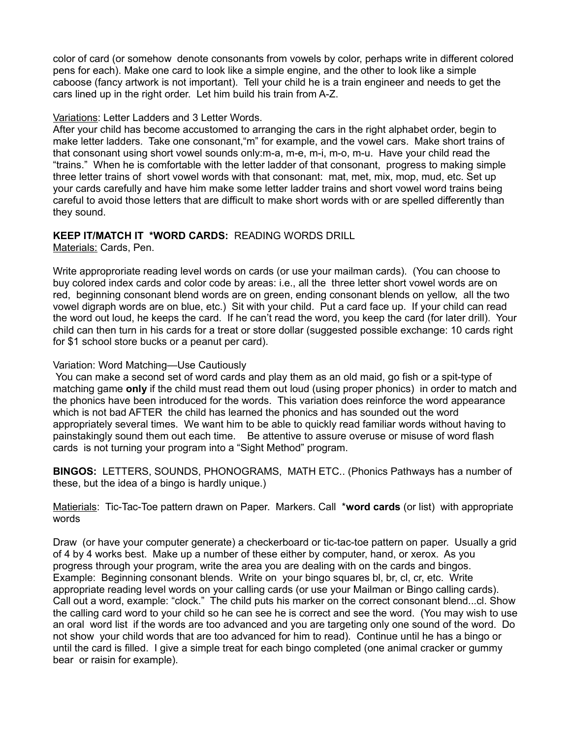color of card (or somehow denote consonants from vowels by color, perhaps write in different colored pens for each). Make one card to look like a simple engine, and the other to look like a simple caboose (fancy artwork is not important). Tell your child he is a train engineer and needs to get the cars lined up in the right order. Let him build his train from A-Z.

<u>Variations</u>: Letter Ladders and 3 Letter Words.

After your child has become accustomed to arranging the cars in the right alphabet order, begin to make letter ladders. Take one consonant,"m" for example, and the vowel cars. Make short trains of that consonant using short vowel sounds only:m-a, m-e, m-i, m-o, m-u. Have your child read the "trains." When he is comfortable with the letter ladder of that consonant, progress to making simple three letter trains of short vowel words with that consonant: mat, met, mix, mop, mud, etc. Set up your cards carefully and have him make some letter ladder trains and short vowel word trains being careful to avoid those letters that are difficult to make short words with or are spelled differently than they sound.

**KEEP IT/MATCH IT *WORD CARDS:** READING WORDS DRILL

<u>Materials:</u> Cards, Pen.

Write approproriate reading level words on cards (or use your mailman cards). (You can choose to buy colored index cards and color code by areas: i.e., all the three letter short vowel words are on red, beginning consonant blend words are on green, ending consonant blends on yellow, all the two vowel digraph words are on blue, etc.) Sit with your child. Put a card face up. If your child can read the word out loud, he keeps the card. If he can't read the word, you keep the card (for later drill). Your child can then turn in his cards for a treat or store dollar (suggested possible exchange: 10 cards right for $1 school store bucks or a peanut per card).

Variation: Word Matching—Use Cautiously

You can make a second set of word cards and play them as an old maid, go fish or a spit-type of matching game **only** if the child must read them out loud (using proper phonics) in order to match and the phonics have been introduced for the words. This variation does reinforce the word appearance which is not bad AFTER the child has learned the phonics and has sounded out the word appropriately several times. We want him to be able to quickly read familiar words without having to painstakingly sound them out each time. Be attentive to assure overuse or misuse of word flash cards is not turning your program into a "Sight Method" program.

**BINGOS:** LETTERS, SOUNDS, PHONOGRAMS, MATH ETC.. (Phonics Pathways has a number of these, but the idea of a bingo is hardly unique.)

<u>Matierials</u>: Tic-Tac-Toe pattern drawn on Paper. Markers. Call ***word cards** (or list) with appropriate words

Draw (or have your computer generate) a checkerboard or tic-tac-toe pattern on paper. Usually a grid of 4 by 4 works best. Make up a number of these either by computer, hand, or xerox. As you progress through your program, write the area you are dealing with on the cards and bingos. Example: Beginning consonant blends. Write on your bingo squares bl, br, cl, cr, etc. Write appropriate reading level words on your calling cards (or use your Mailman or Bingo calling cards). Call out a word, example: "clock." The child puts his marker on the correct consonant blend...cl. Show the calling card word to your child so he can see he is correct and see the word. (You may wish to use an oral word list if the words are too advanced and you are targeting only one sound of the word. Do not show your child words that are too advanced for him to read). Continue until he has a bingo or until the card is filled. I give a simple treat for each bingo completed (one animal cracker or gummy bear or raisin for example).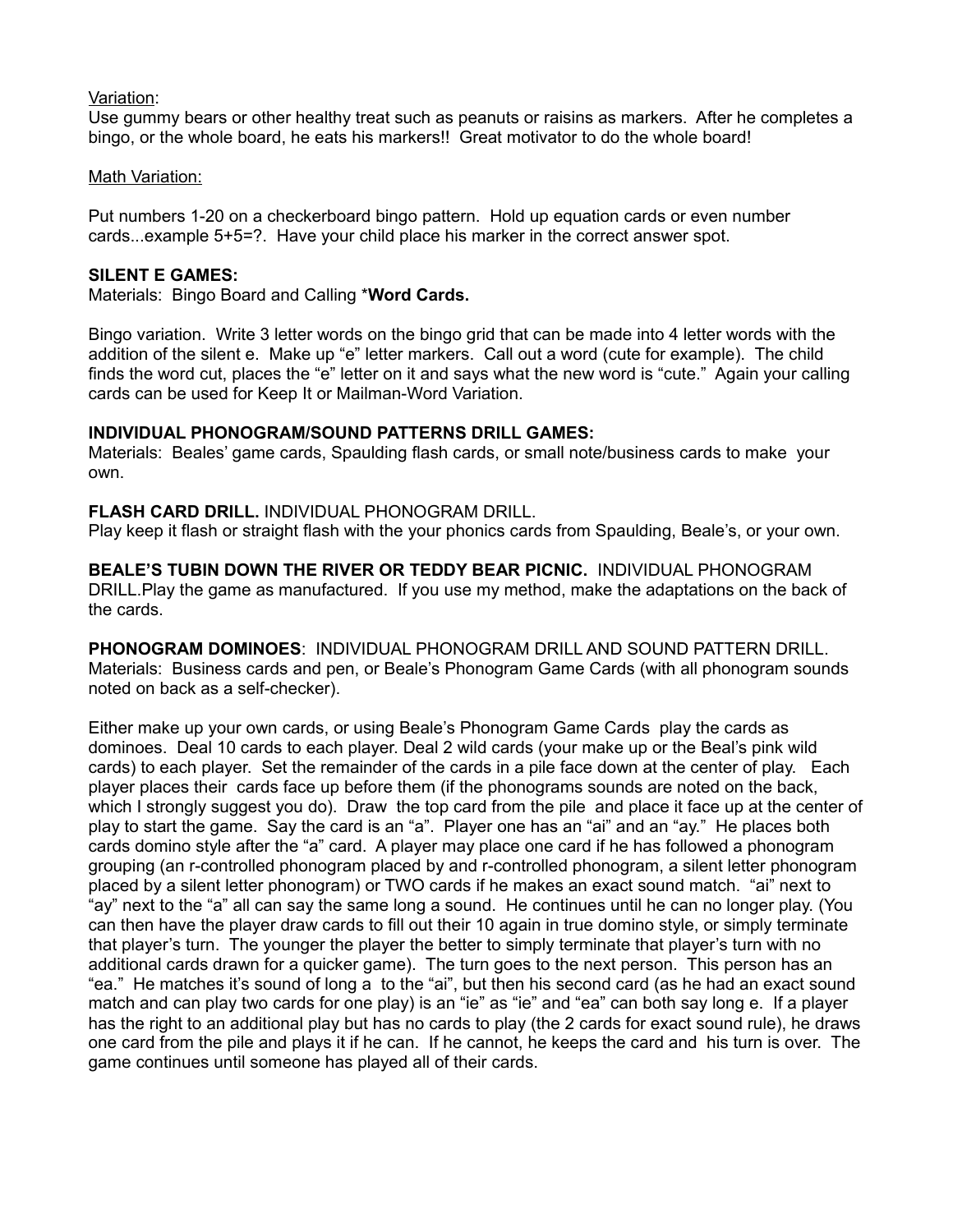Variation:
Use gummy bears or other healthy treat such as peanuts or raisins as markers. After he completes a bingo, or the whole board, he eats his markers!! Great motivator to do the whole board!

Math Variation:

Put numbers 1-20 on a checkerboard bingo pattern. Hold up equation cards or even number cards...example 5+5=?. Have your child place his marker in the correct answer spot.

**SILENT E GAMES:**
Materials: Bingo Board and Calling ***Word Cards.**

Bingo variation. Write 3 letter words on the bingo grid that can be made into 4 letter words with the addition of the silent e. Make up "e" letter markers. Call out a word (cute for example). The child finds the word cut, places the "e" letter on it and says what the new word is "cute." Again your calling cards can be used for Keep It or Mailman-Word Variation.

**INDIVIDUAL PHONOGRAM/SOUND PATTERNS DRILL GAMES:**
Materials: Beales' game cards, Spaulding flash cards, or small note/business cards to make your own.

**FLASH CARD DRILL.** INDIVIDUAL PHONOGRAM DRILL.
Play keep it flash or straight flash with the your phonics cards from Spaulding, Beale's, or your own.

**BEALE'S TUBIN DOWN THE RIVER OR TEDDY BEAR PICNIC.** INDIVIDUAL PHONOGRAM DRILL.Play the game as manufactured. If you use my method, make the adaptations on the back of the cards.

**PHONOGRAM DOMINOES**: INDIVIDUAL PHONOGRAM DRILL AND SOUND PATTERN DRILL. Materials: Business cards and pen, or Beale's Phonogram Game Cards (with all phonogram sounds noted on back as a self-checker).

Either make up your own cards, or using Beale's Phonogram Game Cards play the cards as dominoes. Deal 10 cards to each player. Deal 2 wild cards (your make up or the Beal's pink wild cards) to each player. Set the remainder of the cards in a pile face down at the center of play. Each player places their cards face up before them (if the phonograms sounds are noted on the back, which I strongly suggest you do). Draw the top card from the pile and place it face up at the center of play to start the game. Say the card is an "a". Player one has an "ai" and an "ay." He places both cards domino style after the "a" card. A player may place one card if he has followed a phonogram grouping (an r-controlled phonogram placed by and r-controlled phonogram, a silent letter phonogram placed by a silent letter phonogram) or TWO cards if he makes an exact sound match. "ai" next to "ay" next to the "a" all can say the same long a sound. He continues until he can no longer play. (You can then have the player draw cards to fill out their 10 again in true domino style, or simply terminate that player's turn. The younger the player the better to simply terminate that player's turn with no additional cards drawn for a quicker game). The turn goes to the next person. This person has an "ea." He matches it's sound of long a to the "ai", but then his second card (as he had an exact sound match and can play two cards for one play) is an "ie" as "ie" and "ea" can both say long e. If a player has the right to an additional play but has no cards to play (the 2 cards for exact sound rule), he draws one card from the pile and plays it if he can. If he cannot, he keeps the card and his turn is over. The game continues until someone has played all of their cards.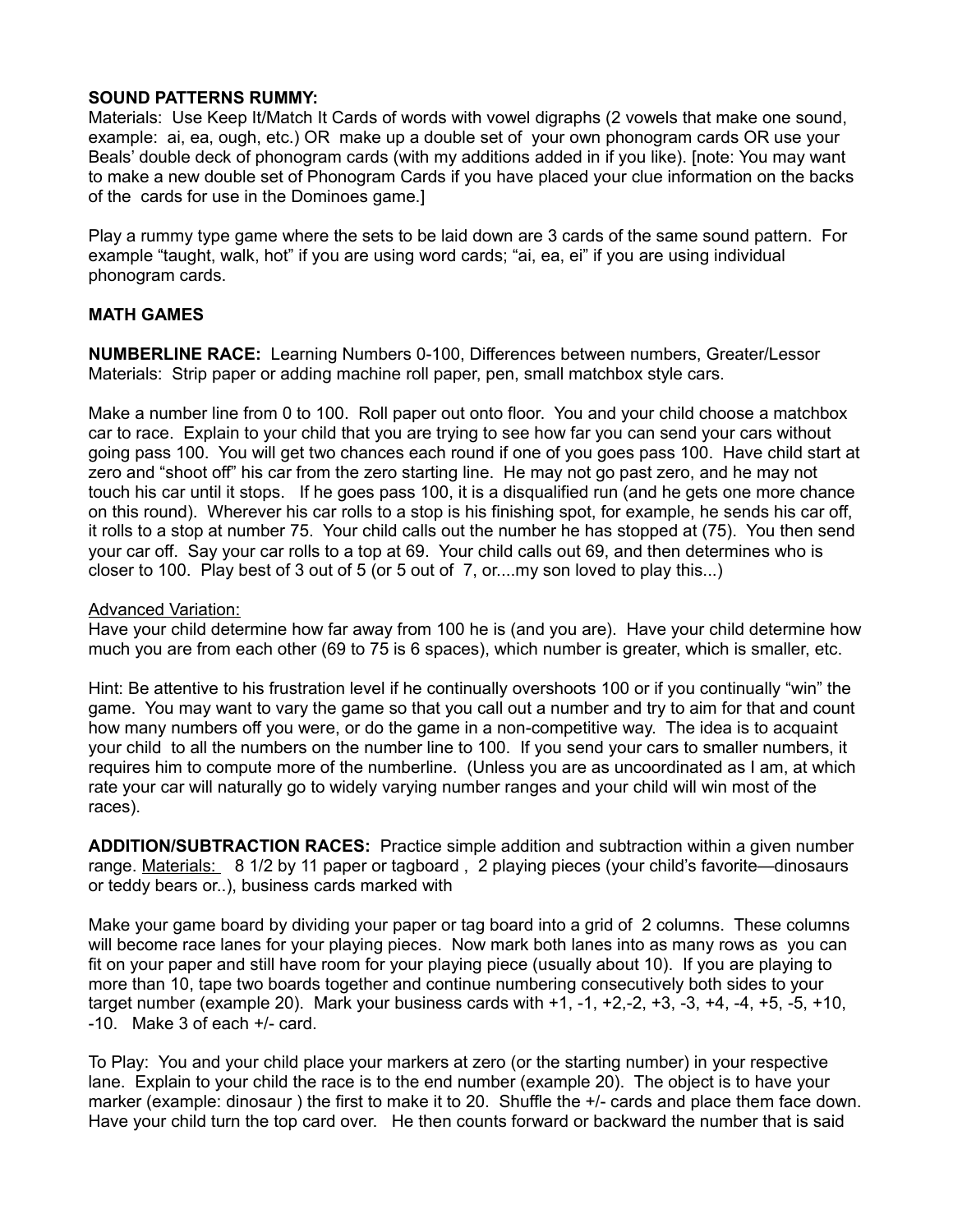**SOUND PATTERNS RUMMY:**
Materials: Use Keep It/Match It Cards of words with vowel digraphs (2 vowels that make one sound, example: ai, ea, ough, etc.) OR make up a double set of your own phonogram cards OR use your Beals' double deck of phonogram cards (with my additions added in if you like). [note: You may want to make a new double set of Phonogram Cards if you have placed your clue information on the backs of the cards for use in the Dominoes game.]

Play a rummy type game where the sets to be laid down are 3 cards of the same sound pattern. For example "taught, walk, hot" if you are using word cards; "ai, ea, ei" if you are using individual phonogram cards.

## MATH GAMES

**NUMBERLINE RACE:** Learning Numbers 0-100, Differences between numbers, Greater/Lessor
Materials: Strip paper or adding machine roll paper, pen, small matchbox style cars.

Make a number line from 0 to 100. Roll paper out onto floor. You and your child choose a matchbox car to race. Explain to your child that you are trying to see how far you can send your cars without going pass 100. You will get two chances each round if one of you goes pass 100. Have child start at zero and "shoot off" his car from the zero starting line. He may not go past zero, and he may not touch his car until it stops. If he goes pass 100, it is a disqualified run (and he gets one more chance on this round). Wherever his car rolls to a stop is his finishing spot, for example, he sends his car off, it rolls to a stop at number 75. Your child calls out the number he has stopped at (75). You then send your car off. Say your car rolls to a top at 69. Your child calls out 69, and then determines who is closer to 100. Play best of 3 out of 5 (or 5 out of 7, or....my son loved to play this...)

<u>Advanced Variation:</u>
Have your child determine how far away from 100 he is (and you are). Have your child determine how much you are from each other (69 to 75 is 6 spaces), which number is greater, which is smaller, etc.

Hint: Be attentive to his frustration level if he continually overshoots 100 or if you continually "win" the game. You may want to vary the game so that you call out a number and try to aim for that and count how many numbers off you were, or do the game in a non-competitive way. The idea is to acquaint your child to all the numbers on the number line to 100. If you send your cars to smaller numbers, it requires him to compute more of the numberline. (Unless you are as uncoordinated as I am, at which rate your car will naturally go to widely varying number ranges and your child will win most of the races).

**ADDITION/SUBTRACTION RACES:** Practice simple addition and subtraction within a given number range. <u>Materials:</u> 8 1/2 by 11 paper or tagboard , 2 playing pieces (your child's favorite—dinosaurs or teddy bears or..), business cards marked with

Make your game board by dividing your paper or tag board into a grid of 2 columns. These columns will become race lanes for your playing pieces. Now mark both lanes into as many rows as you can fit on your paper and still have room for your playing piece (usually about 10). If you are playing to more than 10, tape two boards together and continue numbering consecutively both sides to your target number (example 20). Mark your business cards with +1, -1, +2,-2, +3, -3, +4, -4, +5, -5, +10, -10. Make 3 of each +/- card.

To Play: You and your child place your markers at zero (or the starting number) in your respective lane. Explain to your child the race is to the end number (example 20). The object is to have your marker (example: dinosaur ) the first to make it to 20. Shuffle the +/- cards and place them face down. Have your child turn the top card over. He then counts forward or backward the number that is said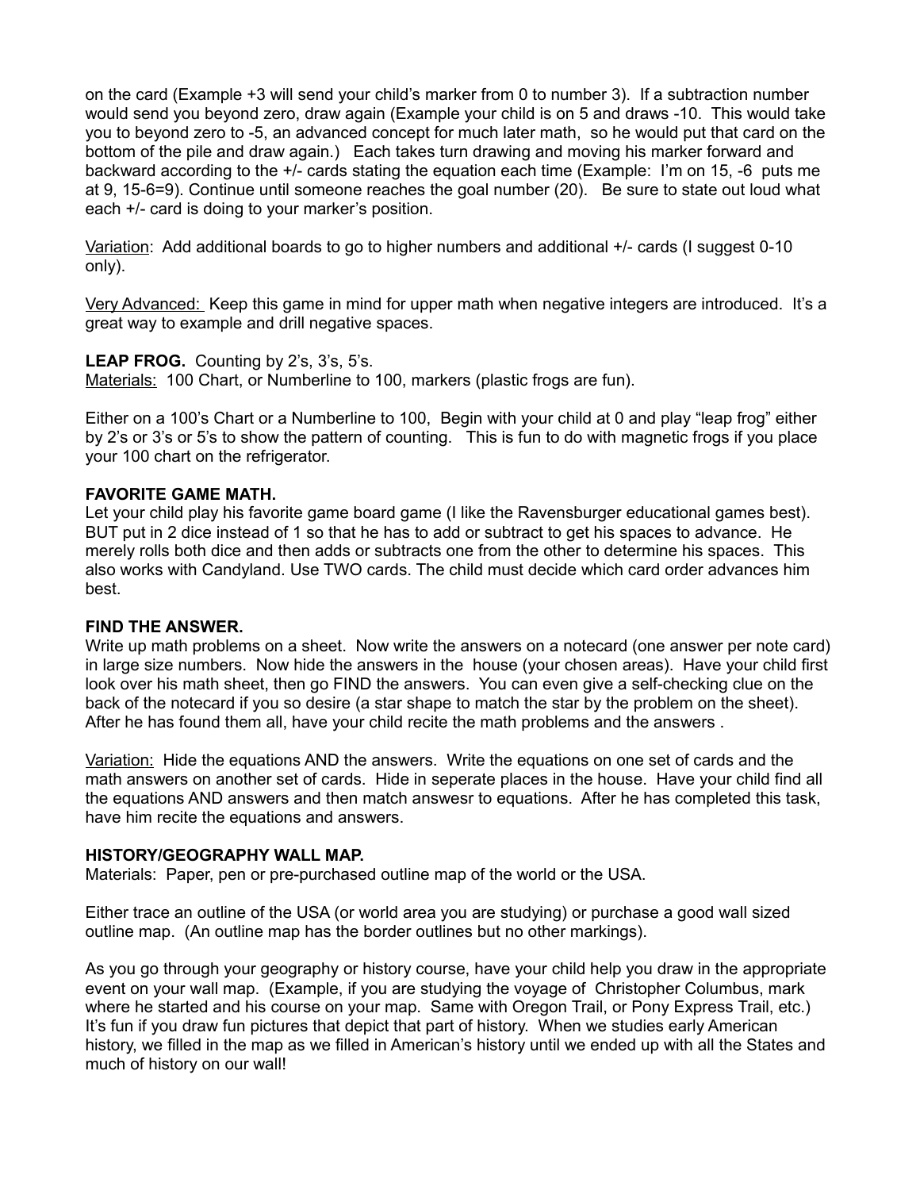on the card (Example +3 will send your child's marker from 0 to number 3). If a subtraction number would send you beyond zero, draw again (Example your child is on 5 and draws -10. This would take you to beyond zero to -5, an advanced concept for much later math, so he would put that card on the bottom of the pile and draw again.) Each takes turn drawing and moving his marker forward and backward according to the +/- cards stating the equation each time (Example: I'm on 15, -6 puts me at 9, 15-6=9). Continue until someone reaches the goal number (20). Be sure to state out loud what each +/- card is doing to your marker's position.

Variation: Add additional boards to go to higher numbers and additional +/- cards (I suggest 0-10 only).

Very Advanced: Keep this game in mind for upper math when negative integers are introduced. It's a great way to example and drill negative spaces.

**LEAP FROG.** Counting by 2's, 3's, 5's.
Materials: 100 Chart, or Numberline to 100, markers (plastic frogs are fun).

Either on a 100's Chart or a Numberline to 100, Begin with your child at 0 and play "leap frog" either by 2's or 3's or 5's to show the pattern of counting. This is fun to do with magnetic frogs if you place your 100 chart on the refrigerator.

**FAVORITE GAME MATH.**
Let your child play his favorite game board game (I like the Ravensburger educational games best). BUT put in 2 dice instead of 1 so that he has to add or subtract to get his spaces to advance. He merely rolls both dice and then adds or subtracts one from the other to determine his spaces. This also works with Candyland. Use TWO cards. The child must decide which card order advances him best.

**FIND THE ANSWER.**
Write up math problems on a sheet. Now write the answers on a notecard (one answer per note card) in large size numbers. Now hide the answers in the house (your chosen areas). Have your child first look over his math sheet, then go FIND the answers. You can even give a self-checking clue on the back of the notecard if you so desire (a star shape to match the star by the problem on the sheet). After he has found them all, have your child recite the math problems and the answers .

Variation: Hide the equations AND the answers. Write the equations on one set of cards and the math answers on another set of cards. Hide in seperate places in the house. Have your child find all the equations AND answers and then match answesr to equations. After he has completed this task, have him recite the equations and answers.

**HISTORY/GEOGRAPHY WALL MAP.**
Materials: Paper, pen or pre-purchased outline map of the world or the USA.

Either trace an outline of the USA (or world area you are studying) or purchase a good wall sized outline map. (An outline map has the border outlines but no other markings).

As you go through your geography or history course, have your child help you draw in the appropriate event on your wall map. (Example, if you are studying the voyage of Christopher Columbus, mark where he started and his course on your map. Same with Oregon Trail, or Pony Express Trail, etc.) It's fun if you draw fun pictures that depict that part of history. When we studies early American history, we filled in the map as we filled in American's history until we ended up with all the States and much of history on our wall!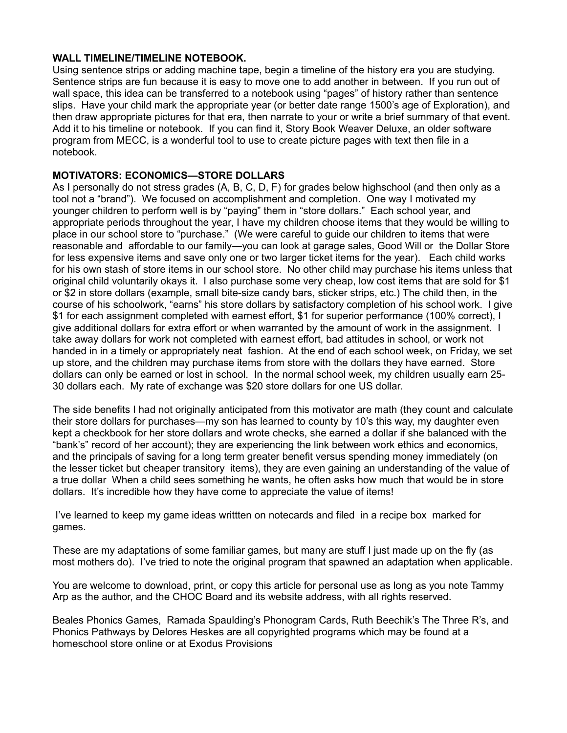**WALL TIMELINE/TIMELINE NOTEBOOK.**

Using sentence strips or adding machine tape, begin a timeline of the history era you are studying. Sentence strips are fun because it is easy to move one to add another in between. If you run out of wall space, this idea can be transferred to a notebook using "pages" of history rather than sentence slips. Have your child mark the appropriate year (or better date range 1500's age of Exploration), and then draw appropriate pictures for that era, then narrate to your or write a brief summary of that event. Add it to his timeline or notebook. If you can find it, Story Book Weaver Deluxe, an older software program from MECC, is a wonderful tool to use to create picture pages with text then file in a notebook.

**MOTIVATORS: ECONOMICS—STORE DOLLARS**

As I personally do not stress grades (A, B, C, D, F) for grades below highschool (and then only as a tool not a "brand"). We focused on accomplishment and completion. One way I motivated my younger children to perform well is by "paying" them in "store dollars." Each school year, and appropriate periods throughout the year, I have my children choose items that they would be willing to place in our school store to "purchase." (We were careful to guide our children to items that were reasonable and affordable to our family—you can look at garage sales, Good Will or the Dollar Store for less expensive items and save only one or two larger ticket items for the year). Each child works for his own stash of store items in our school store. No other child may purchase his items unless that original child voluntarily okays it. I also purchase some very cheap, low cost items that are sold for $1 or $2 in store dollars (example, small bite-size candy bars, sticker strips, etc.) The child then, in the course of his schoolwork, "earns" his store dollars by satisfactory completion of his school work. I give $1 for each assignment completed with earnest effort, $1 for superior performance (100% correct), I give additional dollars for extra effort or when warranted by the amount of work in the assignment. I take away dollars for work not completed with earnest effort, bad attitudes in school, or work not handed in in a timely or appropriately neat fashion. At the end of each school week, on Friday, we set up store, and the children may purchase items from store with the dollars they have earned. Store dollars can only be earned or lost in school. In the normal school week, my children usually earn 25-30 dollars each. My rate of exchange was $20 store dollars for one US dollar.

The side benefits I had not originally anticipated from this motivator are math (they count and calculate their store dollars for purchases—my son has learned to county by 10's this way, my daughter even kept a checkbook for her store dollars and wrote checks, she earned a dollar if she balanced with the "bank's" record of her account); they are experiencing the link between work ethics and economics, and the principals of saving for a long term greater benefit versus spending money immediately (on the lesser ticket but cheaper transitory items), they are even gaining an understanding of the value of a true dollar When a child sees something he wants, he often asks how much that would be in store dollars. It's incredible how they have come to appreciate the value of items!

I've learned to keep my game ideas writtten on notecards and filed in a recipe box marked for games.

These are my adaptations of some familiar games, but many are stuff I just made up on the fly (as most mothers do). I've tried to note the original program that spawned an adaptation when applicable.

You are welcome to download, print, or copy this article for personal use as long as you note Tammy Arp as the author, and the CHOC Board and its website address, with all rights reserved.

Beales Phonics Games, Ramada Spaulding's Phonogram Cards, Ruth Beechik's The Three R's, and Phonics Pathways by Delores Heskes are all copyrighted programs which may be found at a homeschool store online or at Exodus Provisions